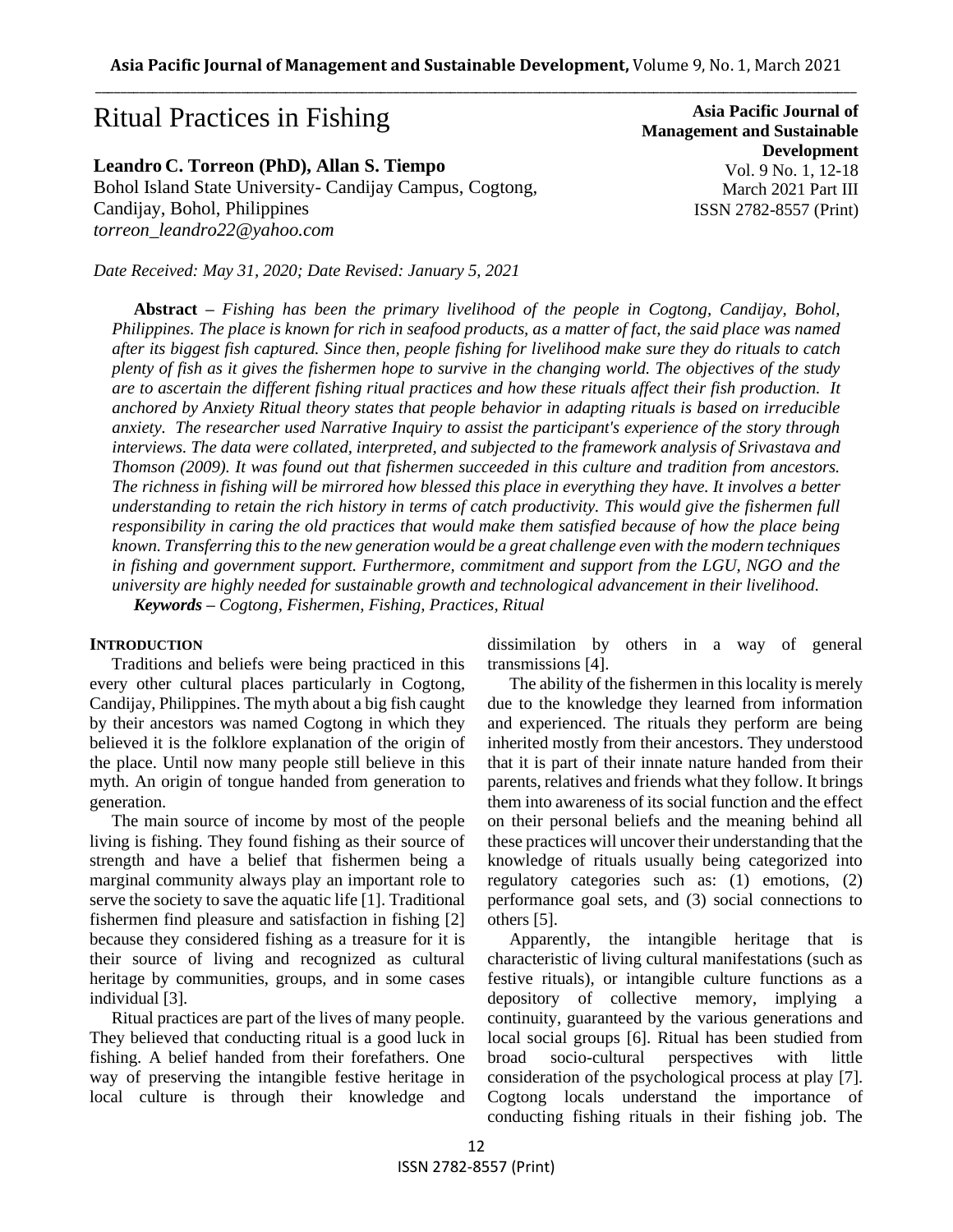# Ritual Practices in Fishing

**Leandro C. Torreon (PhD), Allan S. Tiempo**
Bohol Island State University- Candijay Campus, Cogtong, Candijay, Bohol, Philippines
*torreon_leandro22@yahoo.com*

**Asia Pacific Journal of Management and Sustainable Development**
Vol. 9 No. 1, 12-18
March 2021 Part III
ISSN 2782-8557 (Print)

*Date Received: May 31, 2020; Date Revised: January 5, 2021*

**Abstract** – *Fishing has been the primary livelihood of the people in Cogtong, Candijay, Bohol, Philippines. The place is known for rich in seafood products, as a matter of fact, the said place was named after its biggest fish captured. Since then, people fishing for livelihood make sure they do rituals to catch plenty of fish as it gives the fishermen hope to survive in the changing world. The objectives of the study are to ascertain the different fishing ritual practices and how these rituals affect their fish production. It anchored by Anxiety Ritual theory states that people behavior in adapting rituals is based on irreducible anxiety. The researcher used Narrative Inquiry to assist the participant's experience of the story through interviews. The data were collated, interpreted, and subjected to the framework analysis of Srivastava and Thomson (2009). It was found out that fishermen succeeded in this culture and tradition from ancestors. The richness in fishing will be mirrored how blessed this place in everything they have. It involves a better understanding to retain the rich history in terms of catch productivity. This would give the fishermen full responsibility in caring the old practices that would make them satisfied because of how the place being known. Transferring this to the new generation would be a great challenge even with the modern techniques in fishing and government support. Furthermore, commitment and support from the LGU, NGO and the university are highly needed for sustainable growth and technological advancement in their livelihood.*

***Keywords** – Cogtong, Fishermen, Fishing, Practices, Ritual*

## INTRODUCTION

Traditions and beliefs were being practiced in this every other cultural places particularly in Cogtong, Candijay, Philippines. The myth about a big fish caught by their ancestors was named Cogtong in which they believed it is the folklore explanation of the origin of the place. Until now many people still believe in this myth. An origin of tongue handed from generation to generation.

The main source of income by most of the people living is fishing. They found fishing as their source of strength and have a belief that fishermen being a marginal community always play an important role to serve the society to save the aquatic life [1]. Traditional fishermen find pleasure and satisfaction in fishing [2] because they considered fishing as a treasure for it is their source of living and recognized as cultural heritage by communities, groups, and in some cases individual [3].

Ritual practices are part of the lives of many people. They believed that conducting ritual is a good luck in fishing. A belief handed from their forefathers. One way of preserving the intangible festive heritage in local culture is through their knowledge and dissimilation by others in a way of general transmissions [4].

The ability of the fishermen in this locality is merely due to the knowledge they learned from information and experienced. The rituals they perform are being inherited mostly from their ancestors. They understood that it is part of their innate nature handed from their parents, relatives and friends what they follow. It brings them into awareness of its social function and the effect on their personal beliefs and the meaning behind all these practices will uncover their understanding that the knowledge of rituals usually being categorized into regulatory categories such as: (1) emotions, (2) performance goal sets, and (3) social connections to others [5].

Apparently, the intangible heritage that is characteristic of living cultural manifestations (such as festive rituals), or intangible culture functions as a depository of collective memory, implying a continuity, guaranteed by the various generations and local social groups [6]. Ritual has been studied from broad socio-cultural perspectives with little consideration of the psychological process at play [7]. Cogtong locals understand the importance of conducting fishing rituals in their fishing job. The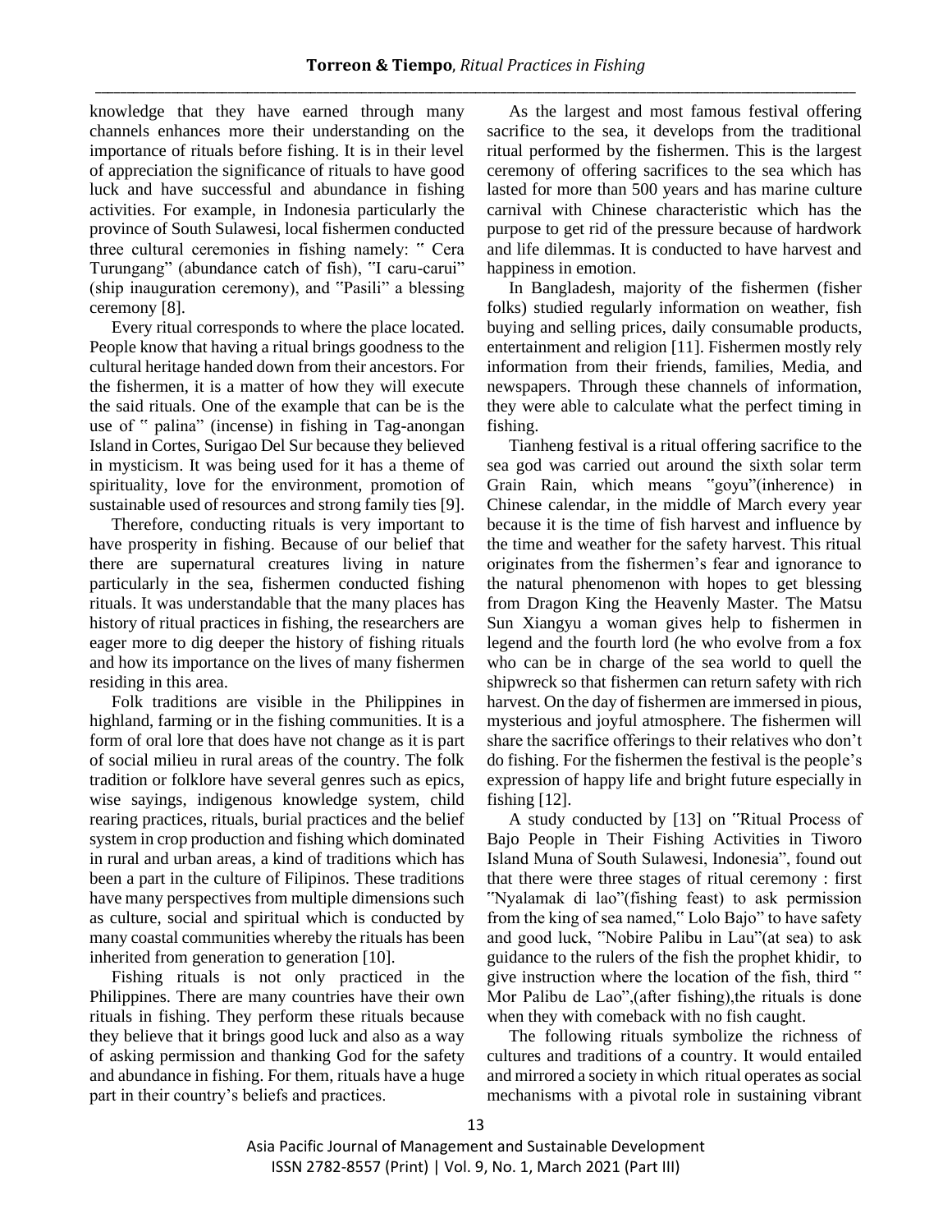knowledge that they have earned through many channels enhances more their understanding on the importance of rituals before fishing. It is in their level of appreciation the significance of rituals to have good luck and have successful and abundance in fishing activities. For example, in Indonesia particularly the province of South Sulawesi, local fishermen conducted three cultural ceremonies in fishing namely: " Cera Turungang" (abundance catch of fish), "I caru-carui" (ship inauguration ceremony), and "Pasili" a blessing ceremony [8].

Every ritual corresponds to where the place located. People know that having a ritual brings goodness to the cultural heritage handed down from their ancestors. For the fishermen, it is a matter of how they will execute the said rituals. One of the example that can be is the use of " palina" (incense) in fishing in Tag-anongan Island in Cortes, Surigao Del Sur because they believed in mysticism. It was being used for it has a theme of spirituality, love for the environment, promotion of sustainable used of resources and strong family ties [9].

Therefore, conducting rituals is very important to have prosperity in fishing. Because of our belief that there are supernatural creatures living in nature particularly in the sea, fishermen conducted fishing rituals. It was understandable that the many places has history of ritual practices in fishing, the researchers are eager more to dig deeper the history of fishing rituals and how its importance on the lives of many fishermen residing in this area.

Folk traditions are visible in the Philippines in highland, farming or in the fishing communities. It is a form of oral lore that does have not change as it is part of social milieu in rural areas of the country. The folk tradition or folklore have several genres such as epics, wise sayings, indigenous knowledge system, child rearing practices, rituals, burial practices and the belief system in crop production and fishing which dominated in rural and urban areas, a kind of traditions which has been a part in the culture of Filipinos. These traditions have many perspectives from multiple dimensions such as culture, social and spiritual which is conducted by many coastal communities whereby the rituals has been inherited from generation to generation [10].

Fishing rituals is not only practiced in the Philippines. There are many countries have their own rituals in fishing. They perform these rituals because they believe that it brings good luck and also as a way of asking permission and thanking God for the safety and abundance in fishing. For them, rituals have a huge part in their country's beliefs and practices.

As the largest and most famous festival offering sacrifice to the sea, it develops from the traditional ritual performed by the fishermen. This is the largest ceremony of offering sacrifices to the sea which has lasted for more than 500 years and has marine culture carnival with Chinese characteristic which has the purpose to get rid of the pressure because of hardwork and life dilemmas. It is conducted to have harvest and happiness in emotion.

In Bangladesh, majority of the fishermen (fisher folks) studied regularly information on weather, fish buying and selling prices, daily consumable products, entertainment and religion [11]. Fishermen mostly rely information from their friends, families, Media, and newspapers. Through these channels of information, they were able to calculate what the perfect timing in fishing.

Tianheng festival is a ritual offering sacrifice to the sea god was carried out around the sixth solar term Grain Rain, which means "goyu"(inherence) in Chinese calendar, in the middle of March every year because it is the time of fish harvest and influence by the time and weather for the safety harvest. This ritual originates from the fishermen's fear and ignorance to the natural phenomenon with hopes to get blessing from Dragon King the Heavenly Master. The Matsu Sun Xiangyu a woman gives help to fishermen in legend and the fourth lord (he who evolve from a fox who can be in charge of the sea world to quell the shipwreck so that fishermen can return safety with rich harvest. On the day of fishermen are immersed in pious, mysterious and joyful atmosphere. The fishermen will share the sacrifice offerings to their relatives who don't do fishing. For the fishermen the festival is the people's expression of happy life and bright future especially in fishing [12].

A study conducted by [13] on "Ritual Process of Bajo People in Their Fishing Activities in Tiworo Island Muna of South Sulawesi, Indonesia", found out that there were three stages of ritual ceremony : first "Nyalamak di lao"(fishing feast) to ask permission from the king of sea named," Lolo Bajo" to have safety and good luck, "Nobire Palibu in Lau"(at sea) to ask guidance to the rulers of the fish the prophet khidir, to give instruction where the location of the fish, third " Mor Palibu de Lao",(after fishing),the rituals is done when they with comeback with no fish caught.

The following rituals symbolize the richness of cultures and traditions of a country. It would entailed and mirrored a society in which ritual operates as social mechanisms with a pivotal role in sustaining vibrant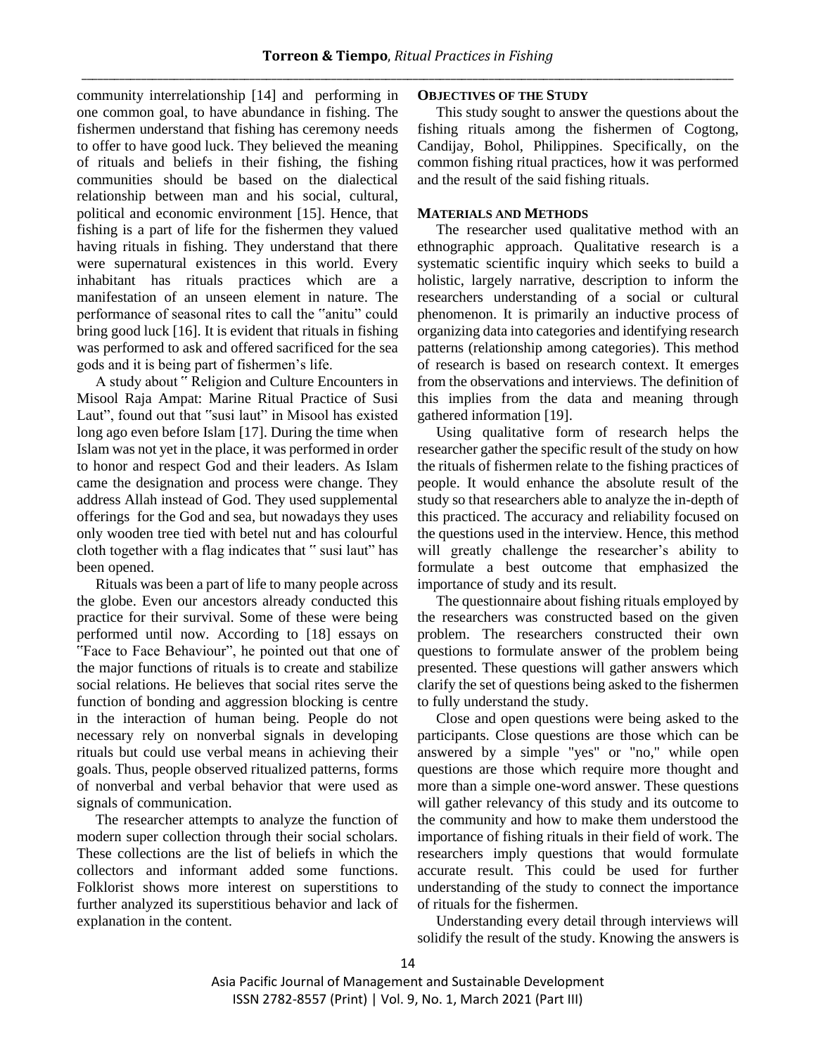community interrelationship [14] and performing in one common goal, to have abundance in fishing. The fishermen understand that fishing has ceremony needs to offer to have good luck. They believed the meaning of rituals and beliefs in their fishing, the fishing communities should be based on the dialectical relationship between man and his social, cultural, political and economic environment [15]. Hence, that fishing is a part of life for the fishermen they valued having rituals in fishing. They understand that there were supernatural existences in this world. Every inhabitant has rituals practices which are a manifestation of an unseen element in nature. The performance of seasonal rites to call the "anitu" could bring good luck [16]. It is evident that rituals in fishing was performed to ask and offered sacrificed for the sea gods and it is being part of fishermen's life.

A study about " Religion and Culture Encounters in Misool Raja Ampat: Marine Ritual Practice of Susi Laut", found out that "susi laut" in Misool has existed long ago even before Islam [17]. During the time when Islam was not yet in the place, it was performed in order to honor and respect God and their leaders. As Islam came the designation and process were change. They address Allah instead of God. They used supplemental offerings for the God and sea, but nowadays they uses only wooden tree tied with betel nut and has colourful cloth together with a flag indicates that " susi laut" has been opened.

Rituals was been a part of life to many people across the globe. Even our ancestors already conducted this practice for their survival. Some of these were being performed until now. According to [18] essays on "Face to Face Behaviour", he pointed out that one of the major functions of rituals is to create and stabilize social relations. He believes that social rites serve the function of bonding and aggression blocking is centre in the interaction of human being. People do not necessary rely on nonverbal signals in developing rituals but could use verbal means in achieving their goals. Thus, people observed ritualized patterns, forms of nonverbal and verbal behavior that were used as signals of communication.

The researcher attempts to analyze the function of modern super collection through their social scholars. These collections are the list of beliefs in which the collectors and informant added some functions. Folklorist shows more interest on superstitions to further analyzed its superstitious behavior and lack of explanation in the content.

## OBJECTIVES OF THE STUDY

This study sought to answer the questions about the fishing rituals among the fishermen of Cogtong, Candijay, Bohol, Philippines. Specifically, on the common fishing ritual practices, how it was performed and the result of the said fishing rituals.

## MATERIALS AND METHODS

The researcher used qualitative method with an ethnographic approach. Qualitative research is a systematic scientific inquiry which seeks to build a holistic, largely narrative, description to inform the researchers understanding of a social or cultural phenomenon. It is primarily an inductive process of organizing data into categories and identifying research patterns (relationship among categories). This method of research is based on research context. It emerges from the observations and interviews. The definition of this implies from the data and meaning through gathered information [19].

Using qualitative form of research helps the researcher gather the specific result of the study on how the rituals of fishermen relate to the fishing practices of people. It would enhance the absolute result of the study so that researchers able to analyze the in-depth of this practiced. The accuracy and reliability focused on the questions used in the interview. Hence, this method will greatly challenge the researcher's ability to formulate a best outcome that emphasized the importance of study and its result.

The questionnaire about fishing rituals employed by the researchers was constructed based on the given problem. The researchers constructed their own questions to formulate answer of the problem being presented. These questions will gather answers which clarify the set of questions being asked to the fishermen to fully understand the study.

Close and open questions were being asked to the participants. Close questions are those which can be answered by a simple "yes" or "no," while open questions are those which require more thought and more than a simple one-word answer. These questions will gather relevancy of this study and its outcome to the community and how to make them understood the importance of fishing rituals in their field of work. The researchers imply questions that would formulate accurate result. This could be used for further understanding of the study to connect the importance of rituals for the fishermen.

Understanding every detail through interviews will solidify the result of the study. Knowing the answers is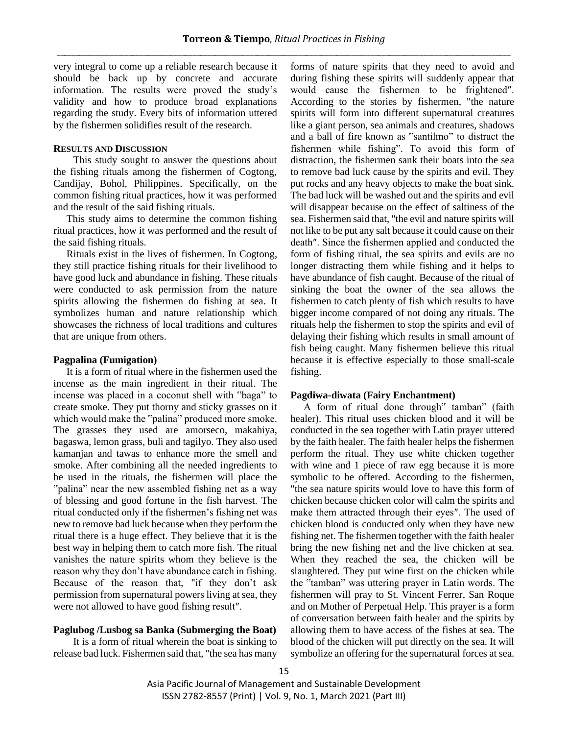very integral to come up a reliable research because it should be back up by concrete and accurate information. The results were proved the study's validity and how to produce broad explanations regarding the study. Every bits of information uttered by the fishermen solidifies result of the research.

## RESULTS AND DISCUSSION

This study sought to answer the questions about the fishing rituals among the fishermen of Cogtong, Candijay, Bohol, Philippines. Specifically, on the common fishing ritual practices, how it was performed and the result of the said fishing rituals.

This study aims to determine the common fishing ritual practices, how it was performed and the result of the said fishing rituals.

Rituals exist in the lives of fishermen. In Cogtong, they still practice fishing rituals for their livelihood to have good luck and abundance in fishing. These rituals were conducted to ask permission from the nature spirits allowing the fishermen do fishing at sea. It symbolizes human and nature relationship which showcases the richness of local traditions and cultures that are unique from others.

### Pagpalina (Fumigation)

It is a form of ritual where in the fishermen used the incense as the main ingredient in their ritual. The incense was placed in a coconut shell with "baga" to create smoke. They put thorny and sticky grasses on it which would make the "palina" produced more smoke. The grasses they used are amorseco, makahiya, bagaswa, lemon grass, buli and tagilyo. They also used kamanjan and tawas to enhance more the smell and smoke. After combining all the needed ingredients to be used in the rituals, the fishermen will place the "palina" near the new assembled fishing net as a way of blessing and good fortune in the fish harvest. The ritual conducted only if the fishermen's fishing net was new to remove bad luck because when they perform the ritual there is a huge effect. They believe that it is the best way in helping them to catch more fish. The ritual vanishes the nature spirits whom they believe is the reason why they don't have abundance catch in fishing. Because of the reason that, "if they don't ask permission from supernatural powers living at sea, they were not allowed to have good fishing result".

### Paglubog /Lusbog sa Banka (Submerging the Boat)

It is a form of ritual wherein the boat is sinking to release bad luck. Fishermen said that, "the sea has many forms of nature spirits that they need to avoid and during fishing these spirits will suddenly appear that would cause the fishermen to be frightened". According to the stories by fishermen, "the nature spirits will form into different supernatural creatures like a giant person, sea animals and creatures, shadows and a ball of fire known as "santilmo" to distract the fishermen while fishing". To avoid this form of distraction, the fishermen sank their boats into the sea to remove bad luck cause by the spirits and evil. They put rocks and any heavy objects to make the boat sink. The bad luck will be washed out and the spirits and evil will disappear because on the effect of saltiness of the sea. Fishermen said that, "the evil and nature spirits will not like to be put any salt because it could cause on their death". Since the fishermen applied and conducted the form of fishing ritual, the sea spirits and evils are no longer distracting them while fishing and it helps to have abundance of fish caught. Because of the ritual of sinking the boat the owner of the sea allows the fishermen to catch plenty of fish which results to have bigger income compared of not doing any rituals. The rituals help the fishermen to stop the spirits and evil of delaying their fishing which results in small amount of fish being caught. Many fishermen believe this ritual because it is effective especially to those small-scale fishing.

### Pagdiwa-diwata (Fairy Enchantment)

A form of ritual done through" tamban" (faith healer). This ritual uses chicken blood and it will be conducted in the sea together with Latin prayer uttered by the faith healer. The faith healer helps the fishermen perform the ritual. They use white chicken together with wine and 1 piece of raw egg because it is more symbolic to be offered. According to the fishermen, "the sea nature spirits would love to have this form of chicken because chicken color will calm the spirits and make them attracted through their eyes". The used of chicken blood is conducted only when they have new fishing net. The fishermen together with the faith healer bring the new fishing net and the live chicken at sea. When they reached the sea, the chicken will be slaughtered. They put wine first on the chicken while the "tamban" was uttering prayer in Latin words. The fishermen will pray to St. Vincent Ferrer, San Roque and on Mother of Perpetual Help. This prayer is a form of conversation between faith healer and the spirits by allowing them to have access of the fishes at sea. The blood of the chicken will put directly on the sea. It will symbolize an offering for the supernatural forces at sea.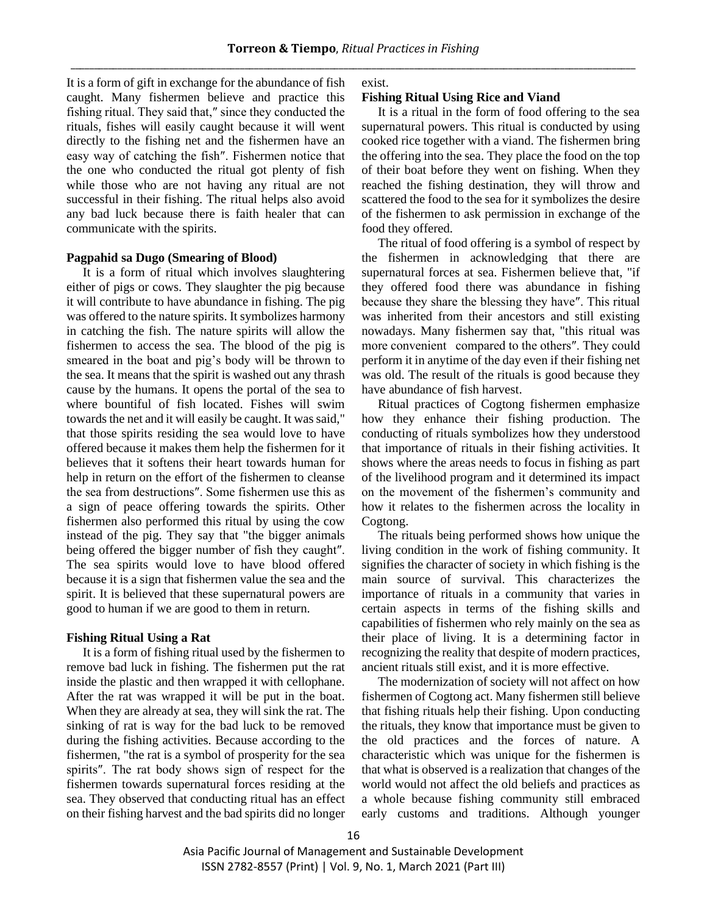It is a form of gift in exchange for the abundance of fish caught. Many fishermen believe and practice this fishing ritual. They said that," since they conducted the rituals, fishes will easily caught because it will went directly to the fishing net and the fishermen have an easy way of catching the fish". Fishermen notice that the one who conducted the ritual got plenty of fish while those who are not having any ritual are not successful in their fishing. The ritual helps also avoid any bad luck because there is faith healer that can communicate with the spirits.

**Pagpahid sa Dugo (Smearing of Blood)**

It is a form of ritual which involves slaughtering either of pigs or cows. They slaughter the pig because it will contribute to have abundance in fishing. The pig was offered to the nature spirits. It symbolizes harmony in catching the fish. The nature spirits will allow the fishermen to access the sea. The blood of the pig is smeared in the boat and pig's body will be thrown to the sea. It means that the spirit is washed out any thrash cause by the humans. It opens the portal of the sea to where bountiful of fish located. Fishes will swim towards the net and it will easily be caught. It was said," that those spirits residing the sea would love to have offered because it makes them help the fishermen for it believes that it softens their heart towards human for help in return on the effort of the fishermen to cleanse the sea from destructions". Some fishermen use this as a sign of peace offering towards the spirits. Other fishermen also performed this ritual by using the cow instead of the pig. They say that "the bigger animals being offered the bigger number of fish they caught". The sea spirits would love to have blood offered because it is a sign that fishermen value the sea and the spirit. It is believed that these supernatural powers are good to human if we are good to them in return.

**Fishing Ritual Using a Rat**

It is a form of fishing ritual used by the fishermen to remove bad luck in fishing. The fishermen put the rat inside the plastic and then wrapped it with cellophane. After the rat was wrapped it will be put in the boat. When they are already at sea, they will sink the rat. The sinking of rat is way for the bad luck to be removed during the fishing activities. Because according to the fishermen, "the rat is a symbol of prosperity for the sea spirits". The rat body shows sign of respect for the fishermen towards supernatural forces residing at the sea. They observed that conducting ritual has an effect on their fishing harvest and the bad spirits did no longer exist.

**Fishing Ritual Using Rice and Viand**

It is a ritual in the form of food offering to the sea supernatural powers. This ritual is conducted by using cooked rice together with a viand. The fishermen bring the offering into the sea. They place the food on the top of their boat before they went on fishing. When they reached the fishing destination, they will throw and scattered the food to the sea for it symbolizes the desire of the fishermen to ask permission in exchange of the food they offered.

The ritual of food offering is a symbol of respect by the fishermen in acknowledging that there are supernatural forces at sea. Fishermen believe that, "if they offered food there was abundance in fishing because they share the blessing they have". This ritual was inherited from their ancestors and still existing nowadays. Many fishermen say that, "this ritual was more convenient compared to the others". They could perform it in anytime of the day even if their fishing net was old. The result of the rituals is good because they have abundance of fish harvest.

Ritual practices of Cogtong fishermen emphasize how they enhance their fishing production. The conducting of rituals symbolizes how they understood that importance of rituals in their fishing activities. It shows where the areas needs to focus in fishing as part of the livelihood program and it determined its impact on the movement of the fishermen's community and how it relates to the fishermen across the locality in Cogtong.

The rituals being performed shows how unique the living condition in the work of fishing community. It signifies the character of society in which fishing is the main source of survival. This characterizes the importance of rituals in a community that varies in certain aspects in terms of the fishing skills and capabilities of fishermen who rely mainly on the sea as their place of living. It is a determining factor in recognizing the reality that despite of modern practices, ancient rituals still exist, and it is more effective.

The modernization of society will not affect on how fishermen of Cogtong act. Many fishermen still believe that fishing rituals help their fishing. Upon conducting the rituals, they know that importance must be given to the old practices and the forces of nature. A characteristic which was unique for the fishermen is that what is observed is a realization that changes of the world would not affect the old beliefs and practices as a whole because fishing community still embraced early customs and traditions. Although younger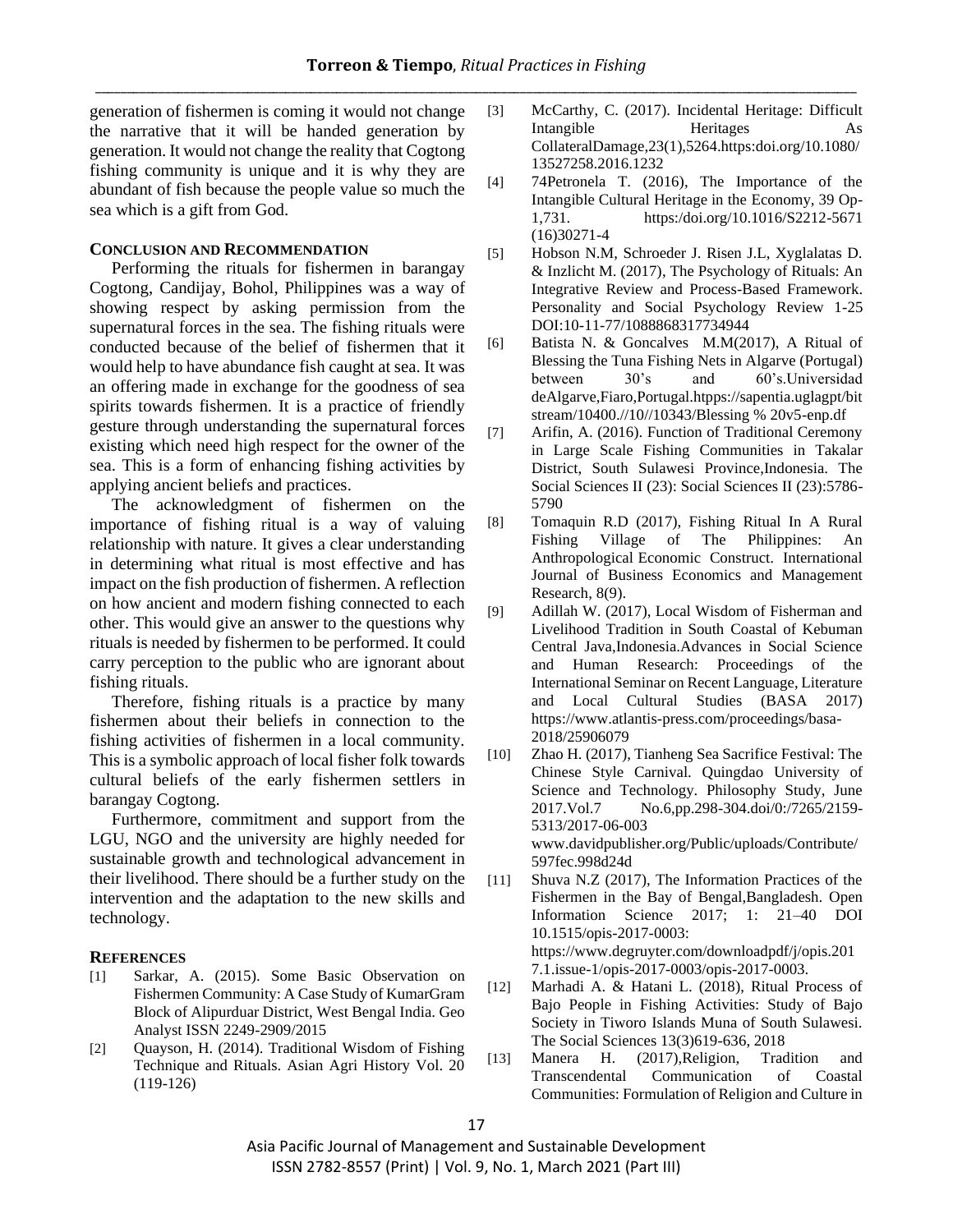generation of fishermen is coming it would not change the narrative that it will be handed generation by generation. It would not change the reality that Cogtong fishing community is unique and it is why they are abundant of fish because the people value so much the sea which is a gift from God.

## CONCLUSION AND RECOMMENDATION

Performing the rituals for fishermen in barangay Cogtong, Candijay, Bohol, Philippines was a way of showing respect by asking permission from the supernatural forces in the sea. The fishing rituals were conducted because of the belief of fishermen that it would help to have abundance fish caught at sea. It was an offering made in exchange for the goodness of sea spirits towards fishermen. It is a practice of friendly gesture through understanding the supernatural forces existing which need high respect for the owner of the sea. This is a form of enhancing fishing activities by applying ancient beliefs and practices.

The acknowledgment of fishermen on the importance of fishing ritual is a way of valuing relationship with nature. It gives a clear understanding in determining what ritual is most effective and has impact on the fish production of fishermen. A reflection on how ancient and modern fishing connected to each other. This would give an answer to the questions why rituals is needed by fishermen to be performed. It could carry perception to the public who are ignorant about fishing rituals.

Therefore, fishing rituals is a practice by many fishermen about their beliefs in connection to the fishing activities of fishermen in a local community. This is a symbolic approach of local fisher folk towards cultural beliefs of the early fishermen settlers in barangay Cogtong.

Furthermore, commitment and support from the LGU, NGO and the university are highly needed for sustainable growth and technological advancement in their livelihood. There should be a further study on the intervention and the adaptation to the new skills and technology.

## REFERENCES

[1] Sarkar, A. (2015). Some Basic Observation on Fishermen Community: A Case Study of KumarGram Block of Alipurduar District, West Bengal India. Geo Analyst ISSN 2249-2909/2015

[2] Quayson, H. (2014). Traditional Wisdom of Fishing Technique and Rituals. Asian Agri History Vol. 20 (119-126)

[3] McCarthy, C. (2017). Incidental Heritage: Difficult Intangible Heritages As CollateralDamage,23(1),5264.https:doi.org/10.1080/13527258.2016.1232

[4] 74Petronela T. (2016), The Importance of the Intangible Cultural Heritage in the Economy, 39 Op-1,731. https:/doi.org/10.1016/S2212-5671(16)30271-4

[5] Hobson N.M, Schroeder J. Risen J.L, Xyglalatas D. & Inzlicht M. (2017), The Psychology of Rituals: An Integrative Review and Process-Based Framework. Personality and Social Psychology Review 1-25 DOI:10-11-77/1088868317734944

[6] Batista N. & Goncalves M.M(2017), A Ritual of Blessing the Tuna Fishing Nets in Algarve (Portugal) between 30's and 60's.Universidad deAlgarve,Fiaro,Portugal.htpps://sapentia.uglagpt/bitstream/10400.//10//10343/Blessing % 20v5-enp.df

[7] Arifin, A. (2016). Function of Traditional Ceremony in Large Scale Fishing Communities in Takalar District, South Sulawesi Province,Indonesia. The Social Sciences II (23): Social Sciences II (23):5786-5790

[8] Tomaquin R.D (2017), Fishing Ritual In A Rural Fishing Village of The Philippines: An Anthropological Economic Construct. International Journal of Business Economics and Management Research, 8(9).

[9] Adillah W. (2017), Local Wisdom of Fisherman and Livelihood Tradition in South Coastal of Kebuman Central Java,Indonesia.Advances in Social Science and Human Research: Proceedings of the International Seminar on Recent Language, Literature and Local Cultural Studies (BASA 2017) https://www.atlantis-press.com/proceedings/basa-2018/25906079

[10] Zhao H. (2017), Tianheng Sea Sacrifice Festival: The Chinese Style Carnival. Quingdao University of Science and Technology. Philosophy Study, June 2017.Vol.7 No.6,pp.298-304.doi/0:/7265/2159-5313/2017-06-003 www.davidpublisher.org/Public/uploads/Contribute/597fec.998d24d

[11] Shuva N.Z (2017), The Information Practices of the Fishermen in the Bay of Bengal,Bangladesh. Open Information Science 2017; 1: 21–40 DOI 10.1515/opis-2017-0003: https://www.degruyter.com/downloadpdf/j/opis.2017.1.issue-1/opis-2017-0003/opis-2017-0003.

[12] Marhadi A. & Hatani L. (2018), Ritual Process of Bajo People in Fishing Activities: Study of Bajo Society in Tiworo Islands Muna of South Sulawesi. The Social Sciences 13(3)619-636, 2018

[13] Manera H. (2017),Religion, Tradition and Transcendental Communication of Coastal Communities: Formulation of Religion and Culture in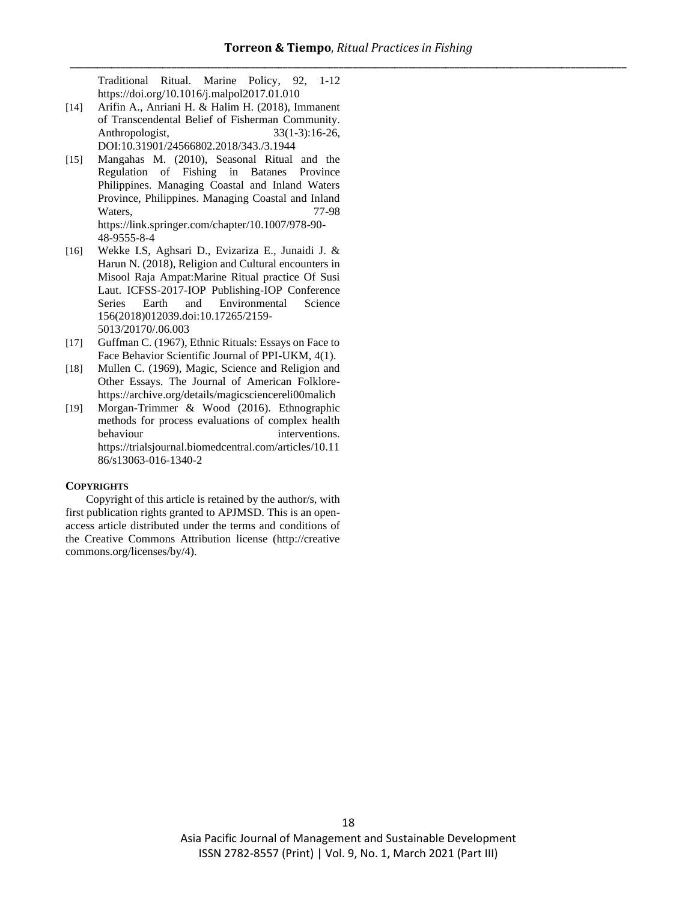Traditional Ritual. Marine Policy, 92, 1-12 https://doi.org/10.1016/j.malpol2017.01.010

[14] Arifin A., Anriani H. & Halim H. (2018), Immanent of Transcendental Belief of Fisherman Community. Anthropologist, 33(1-3):16-26, DOI:10.31901/24566802.2018/343./3.1944

[15] Mangahas M. (2010), Seasonal Ritual and the Regulation of Fishing in Batanes Province Philippines. Managing Coastal and Inland Waters Province, Philippines. Managing Coastal and Inland Waters, 77-98 https://link.springer.com/chapter/10.1007/978-90-48-9555-8-4

[16] Wekke I.S, Aghsari D., Evizariza E., Junaidi J. & Harun N. (2018), Religion and Cultural encounters in Misool Raja Ampat:Marine Ritual practice Of Susi Laut. ICFSS-2017-IOP Publishing-IOP Conference Series Earth and Environmental Science 156(2018)012039.doi:10.17265/2159-5013/20170/.06.003

[17] Guffman C. (1967), Ethnic Rituals: Essays on Face to Face Behavior Scientific Journal of PPI-UKM, 4(1).

[18] Mullen C. (1969), Magic, Science and Religion and Other Essays. The Journal of American Folklore-https://archive.org/details/magicsciencereli00malich

[19] Morgan-Trimmer & Wood (2016). Ethnographic methods for process evaluations of complex health behaviour interventions. https://trialsjournal.biomedcentral.com/articles/10.1186/s13063-016-1340-2

**COPYRIGHTS**

Copyright of this article is retained by the author/s, with first publication rights granted to APJMSD. This is an open-access article distributed under the terms and conditions of the Creative Commons Attribution license (http://creative commons.org/licenses/by/4).